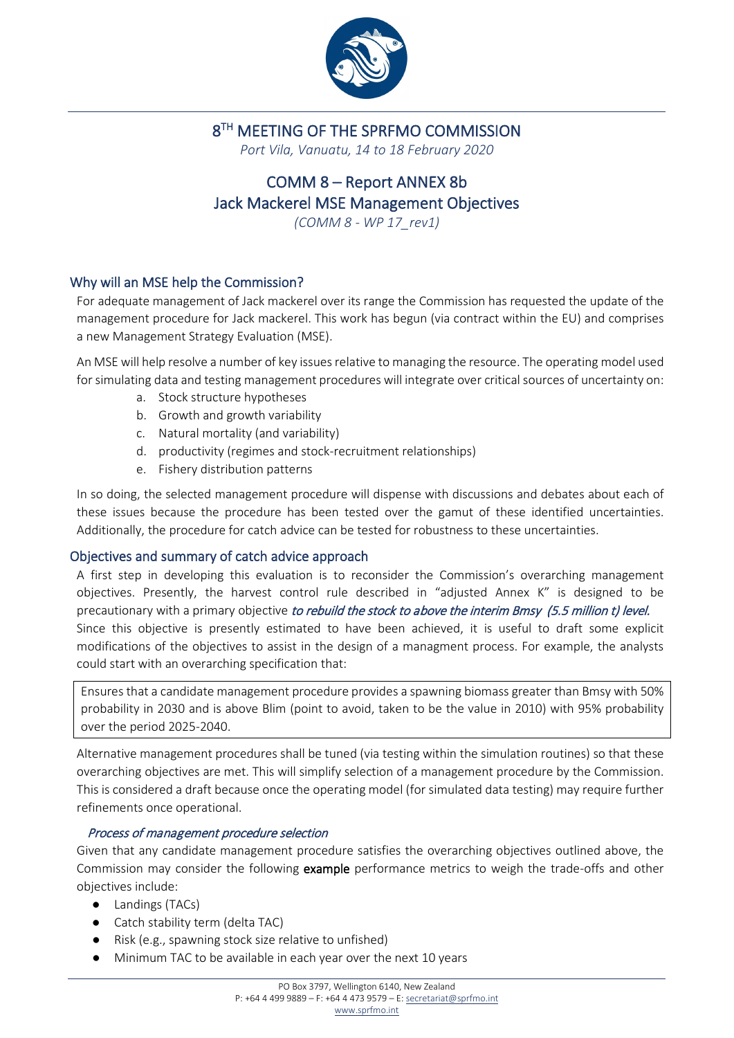# 8TH MEETING OF THE SPRFMO COMMISSION

*Port Vila, Vanuatu, 14 to 18 February 2020*

## COMM 8 – Report ANNEX 8b
## Jack Mackerel MSE Management Objectives

*(COMM 8 - WP 17_rev1)*

### Why will an MSE help the Commission?

For adequate management of Jack mackerel over its range the Commission has requested the update of the management procedure for Jack mackerel. This work has begun (via contract within the EU) and comprises a new Management Strategy Evaluation (MSE).

An MSE will help resolve a number of key issues relative to managing the resource. The operating model used for simulating data and testing management procedures will integrate over critical sources of uncertainty on:

a. Stock structure hypotheses
b. Growth and growth variability
c. Natural mortality (and variability)
d. productivity (regimes and stock-recruitment relationships)
e. Fishery distribution patterns

In so doing, the selected management procedure will dispense with discussions and debates about each of these issues because the procedure has been tested over the gamut of these identified uncertainties. Additionally, the procedure for catch advice can be tested for robustness to these uncertainties.

### Objectives and summary of catch advice approach

A first step in developing this evaluation is to reconsider the Commission's overarching management objectives. Presently, the harvest control rule described in "adjusted Annex K" is designed to be precautionary with a primary objective *to rebuild the stock to above the interim Bmsy (5.5 million t) level.*

Since this objective is presently estimated to have been achieved, it is useful to draft some explicit modifications of the objectives to assist in the design of a managment process. For example, the analysts could start with an overarching specification that:

> Ensures that a candidate management procedure provides a spawning biomass greater than Bmsy with 50% probability in 2030 and is above Blim (point to avoid, taken to be the value in 2010) with 95% probability over the period 2025-2040.

Alternative management procedures shall be tuned (via testing within the simulation routines) so that these overarching objectives are met. This will simplify selection of a management procedure by the Commission. This is considered a draft because once the operating model (for simulated data testing) may require further refinements once operational.

#### *Process of management procedure selection*

Given that any candidate management procedure satisfies the overarching objectives outlined above, the Commission may consider the following **example** performance metrics to weigh the trade-offs and other objectives include:

- Landings (TACs)
- Catch stability term (delta TAC)
- Risk (e.g., spawning stock size relative to unfished)
- Minimum TAC to be available in each year over the next 10 years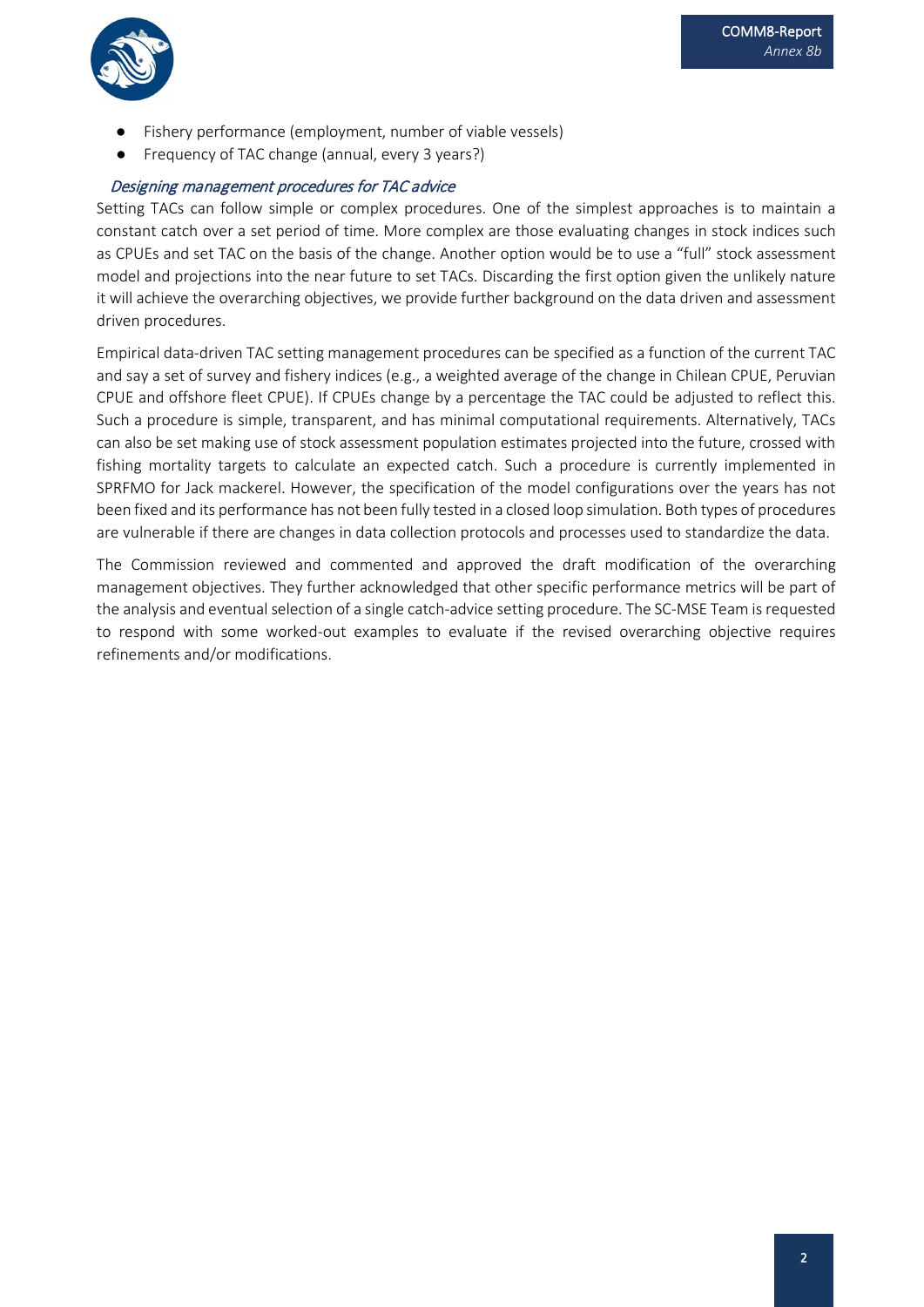- Fishery performance (employment, number of viable vessels)
- Frequency of TAC change (annual, every 3 years?)

### *Designing management procedures for TAC advice*

Setting TACs can follow simple or complex procedures. One of the simplest approaches is to maintain a constant catch over a set period of time. More complex are those evaluating changes in stock indices such as CPUEs and set TAC on the basis of the change. Another option would be to use a "full" stock assessment model and projections into the near future to set TACs. Discarding the first option given the unlikely nature it will achieve the overarching objectives, we provide further background on the data driven and assessment driven procedures.

Empirical data-driven TAC setting management procedures can be specified as a function of the current TAC and say a set of survey and fishery indices (e.g., a weighted average of the change in Chilean CPUE, Peruvian CPUE and offshore fleet CPUE). If CPUEs change by a percentage the TAC could be adjusted to reflect this. Such a procedure is simple, transparent, and has minimal computational requirements. Alternatively, TACs can also be set making use of stock assessment population estimates projected into the future, crossed with fishing mortality targets to calculate an expected catch. Such a procedure is currently implemented in SPRFMO for Jack mackerel. However, the specification of the model configurations over the years has not been fixed and its performance has not been fully tested in a closed loop simulation. Both types of procedures are vulnerable if there are changes in data collection protocols and processes used to standardize the data.

The Commission reviewed and commented and approved the draft modification of the overarching management objectives. They further acknowledged that other specific performance metrics will be part of the analysis and eventual selection of a single catch-advice setting procedure. The SC-MSE Team is requested to respond with some worked-out examples to evaluate if the revised overarching objective requires refinements and/or modifications.